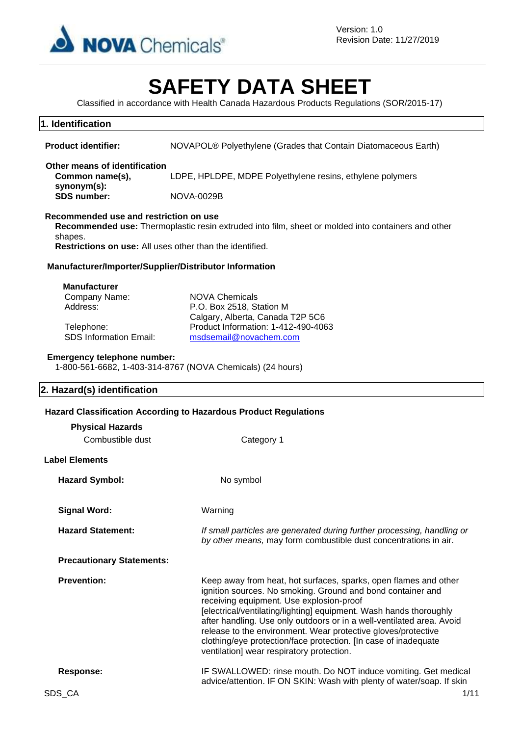Version: 1.0
Revision Date: 11/27/2019

# SAFETY DATA SHEET

Classified in accordance with Health Canada Hazardous Products Regulations (SOR/2015-17)

## 1. Identification

**Product identifier:** NOVAPOL® Polyethylene (Grades that Contain Diatomaceous Earth)

**Other means of identification**

**Common name(s), synonym(s):** LDPE, HPLDPE, MDPE Polyethylene resins, ethylene polymers

**SDS number:** NOVA-0029B

**Recommended use and restriction on use**

**Recommended use:** Thermoplastic resin extruded into film, sheet or molded into containers and other shapes.

**Restrictions on use:** All uses other than the identified.

**Manufacturer/Importer/Supplier/Distributor Information**

**Manufacturer**

| | |
|---|---|
| Company Name: | NOVA Chemicals |
| Address: | P.O. Box 2518, Station M<br>Calgary, Alberta, Canada T2P 5C6 |
| Telephone: | Product Information: 1-412-490-4063 |
| SDS Information Email: | msdsemail@novachem.com |

**Emergency telephone number:**
1-800-561-6682, 1-403-314-8767 (NOVA Chemicals) (24 hours)

## 2. Hazard(s) identification

**Hazard Classification According to Hazardous Product Regulations**

**Physical Hazards**

| | |
|---|---|
| Combustible dust | Category 1 |

**Label Elements**

**Hazard Symbol:** No symbol

**Signal Word:** Warning

**Hazard Statement:** *If small particles are generated during further processing, handling or by other means,* may form combustible dust concentrations in air.

**Precautionary Statements:**

**Prevention:** Keep away from heat, hot surfaces, sparks, open flames and other ignition sources. No smoking. Ground and bond container and receiving equipment. Use explosion-proof [electrical/ventilating/lighting] equipment. Wash hands thoroughly after handling. Use only outdoors or in a well-ventilated area. Avoid release to the environment. Wear protective gloves/protective clothing/eye protection/face protection. [In case of inadequate ventilation] wear respiratory protection.

**Response:** IF SWALLOWED: rinse mouth. Do NOT induce vomiting. Get medical advice/attention. IF ON SKIN: Wash with plenty of water/soap. If skin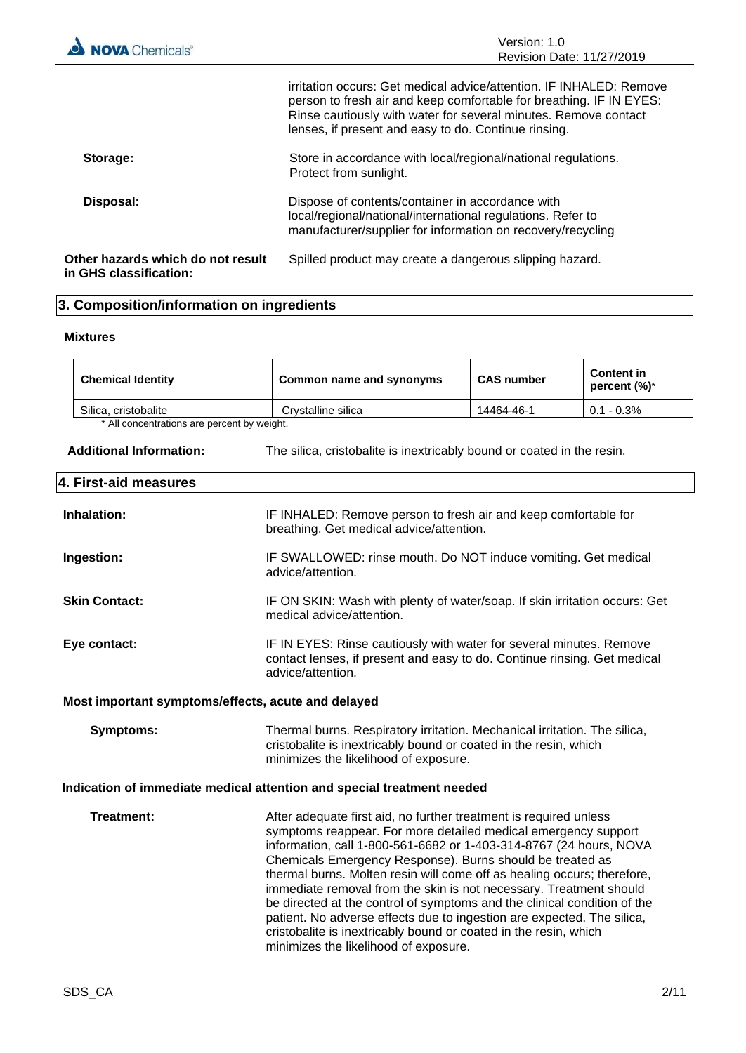irritation occurs: Get medical advice/attention. IF INHALED: Remove person to fresh air and keep comfortable for breathing. IF IN EYES: Rinse cautiously with water for several minutes. Remove contact lenses, if present and easy to do. Continue rinsing.

**Storage:** Store in accordance with local/regional/national regulations. Protect from sunlight.

**Disposal:** Dispose of contents/container in accordance with local/regional/national/international regulations. Refer to manufacturer/supplier for information on recovery/recycling

**Other hazards which do not result in GHS classification:** Spilled product may create a dangerous slipping hazard.

## 3. Composition/information on ingredients

**Mixtures**

| Chemical Identity | Common name and synonyms | CAS number | Content in percent (%)* |
|---|---|---|---|
| Silica, cristobalite | Crystalline silica | 14464-46-1 | 0.1 - 0.3% |

\* All concentrations are percent by weight.

**Additional Information:** The silica, cristobalite is inextricably bound or coated in the resin.

## 4. First-aid measures

**Inhalation:** IF INHALED: Remove person to fresh air and keep comfortable for breathing. Get medical advice/attention.

**Ingestion:** IF SWALLOWED: rinse mouth. Do NOT induce vomiting. Get medical advice/attention.

**Skin Contact:** IF ON SKIN: Wash with plenty of water/soap. If skin irritation occurs: Get medical advice/attention.

**Eye contact:** IF IN EYES: Rinse cautiously with water for several minutes. Remove contact lenses, if present and easy to do. Continue rinsing. Get medical advice/attention.

**Most important symptoms/effects, acute and delayed**

**Symptoms:** Thermal burns. Respiratory irritation. Mechanical irritation. The silica, cristobalite is inextricably bound or coated in the resin, which minimizes the likelihood of exposure.

**Indication of immediate medical attention and special treatment needed**

**Treatment:** After adequate first aid, no further treatment is required unless symptoms reappear. For more detailed medical emergency support information, call 1-800-561-6682 or 1-403-314-8767 (24 hours, NOVA Chemicals Emergency Response). Burns should be treated as thermal burns. Molten resin will come off as healing occurs; therefore, immediate removal from the skin is not necessary. Treatment should be directed at the control of symptoms and the clinical condition of the patient. No adverse effects due to ingestion are expected. The silica, cristobalite is inextricably bound or coated in the resin, which minimizes the likelihood of exposure.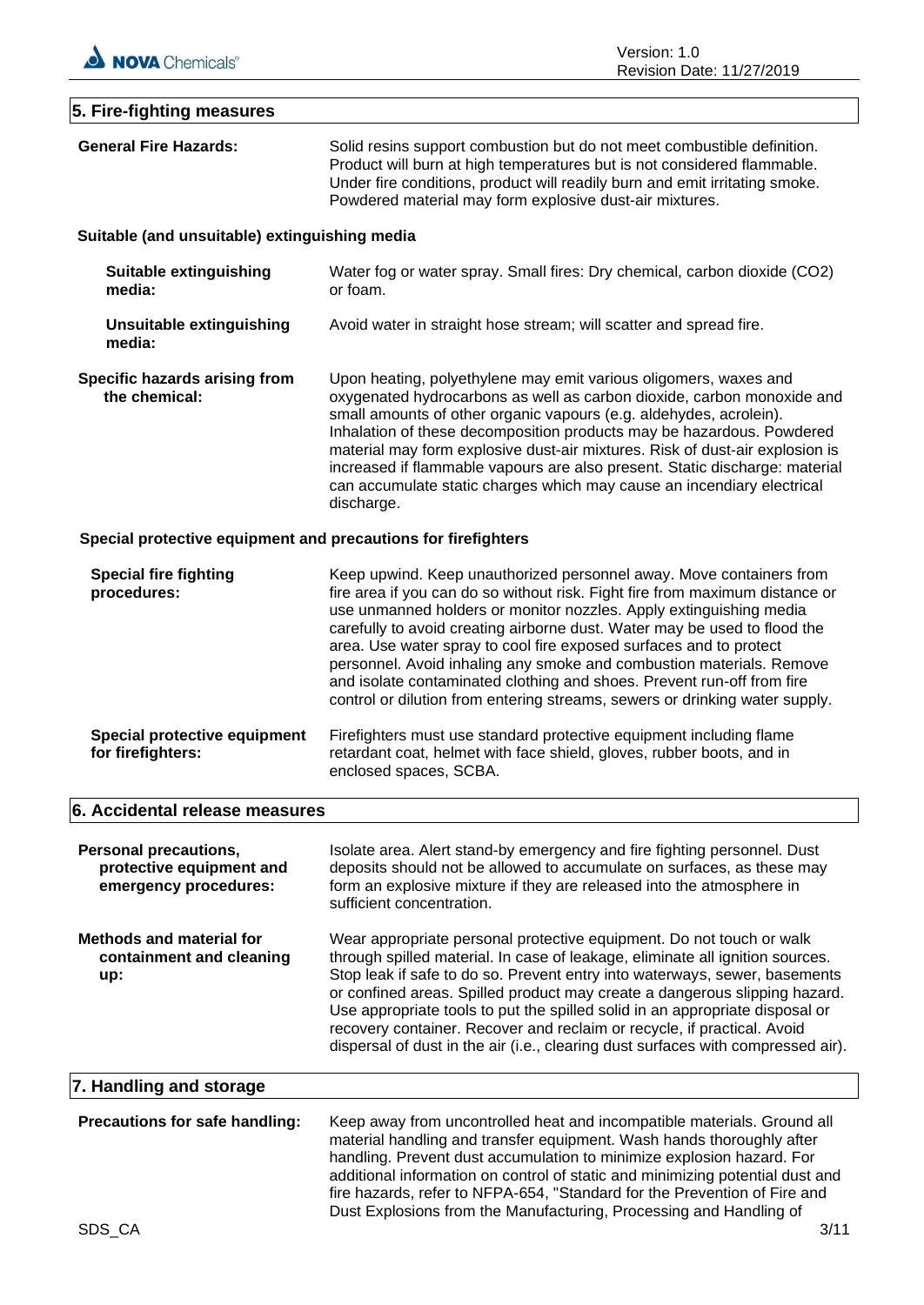## 5. Fire-fighting measures

**General Fire Hazards:** Solid resins support combustion but do not meet combustible definition. Product will burn at high temperatures but is not considered flammable. Under fire conditions, product will readily burn and emit irritating smoke. Powdered material may form explosive dust-air mixtures.

### Suitable (and unsuitable) extinguishing media

**Suitable extinguishing media:** Water fog or water spray. Small fires: Dry chemical, carbon dioxide ($CO_2$) or foam.

**Unsuitable extinguishing media:** Avoid water in straight hose stream; will scatter and spread fire.

**Specific hazards arising from the chemical:** Upon heating, polyethylene may emit various oligomers, waxes and oxygenated hydrocarbons as well as carbon dioxide, carbon monoxide and small amounts of other organic vapours (e.g. aldehydes, acrolein). Inhalation of these decomposition products may be hazardous. Powdered material may form explosive dust-air mixtures. Risk of dust-air explosion is increased if flammable vapours are also present. Static discharge: material can accumulate static charges which may cause an incendiary electrical discharge.

### Special protective equipment and precautions for firefighters

**Special fire fighting procedures:** Keep upwind. Keep unauthorized personnel away. Move containers from fire area if you can do so without risk. Fight fire from maximum distance or use unmanned holders or monitor nozzles. Apply extinguishing media carefully to avoid creating airborne dust. Water may be used to flood the area. Use water spray to cool fire exposed surfaces and to protect personnel. Avoid inhaling any smoke and combustion materials. Remove and isolate contaminated clothing and shoes. Prevent run-off from fire control or dilution from entering streams, sewers or drinking water supply.

**Special protective equipment for firefighters:** Firefighters must use standard protective equipment including flame retardant coat, helmet with face shield, gloves, rubber boots, and in enclosed spaces, SCBA.

## 6. Accidental release measures

**Personal precautions, protective equipment and emergency procedures:** Isolate area. Alert stand-by emergency and fire fighting personnel. Dust deposits should not be allowed to accumulate on surfaces, as these may form an explosive mixture if they are released into the atmosphere in sufficient concentration.

**Methods and material for containment and cleaning up:** Wear appropriate personal protective equipment. Do not touch or walk through spilled material. In case of leakage, eliminate all ignition sources. Stop leak if safe to do so. Prevent entry into waterways, sewer, basements or confined areas. Spilled product may create a dangerous slipping hazard. Use appropriate tools to put the spilled solid in an appropriate disposal or recovery container. Recover and reclaim or recycle, if practical. Avoid dispersal of dust in the air (i.e., clearing dust surfaces with compressed air).

## 7. Handling and storage

**Precautions for safe handling:** Keep away from uncontrolled heat and incompatible materials. Ground all material handling and transfer equipment. Wash hands thoroughly after handling. Prevent dust accumulation to minimize explosion hazard. For additional information on control of static and minimizing potential dust and fire hazards, refer to NFPA-654, "Standard for the Prevention of Fire and Dust Explosions from the Manufacturing, Processing and Handling of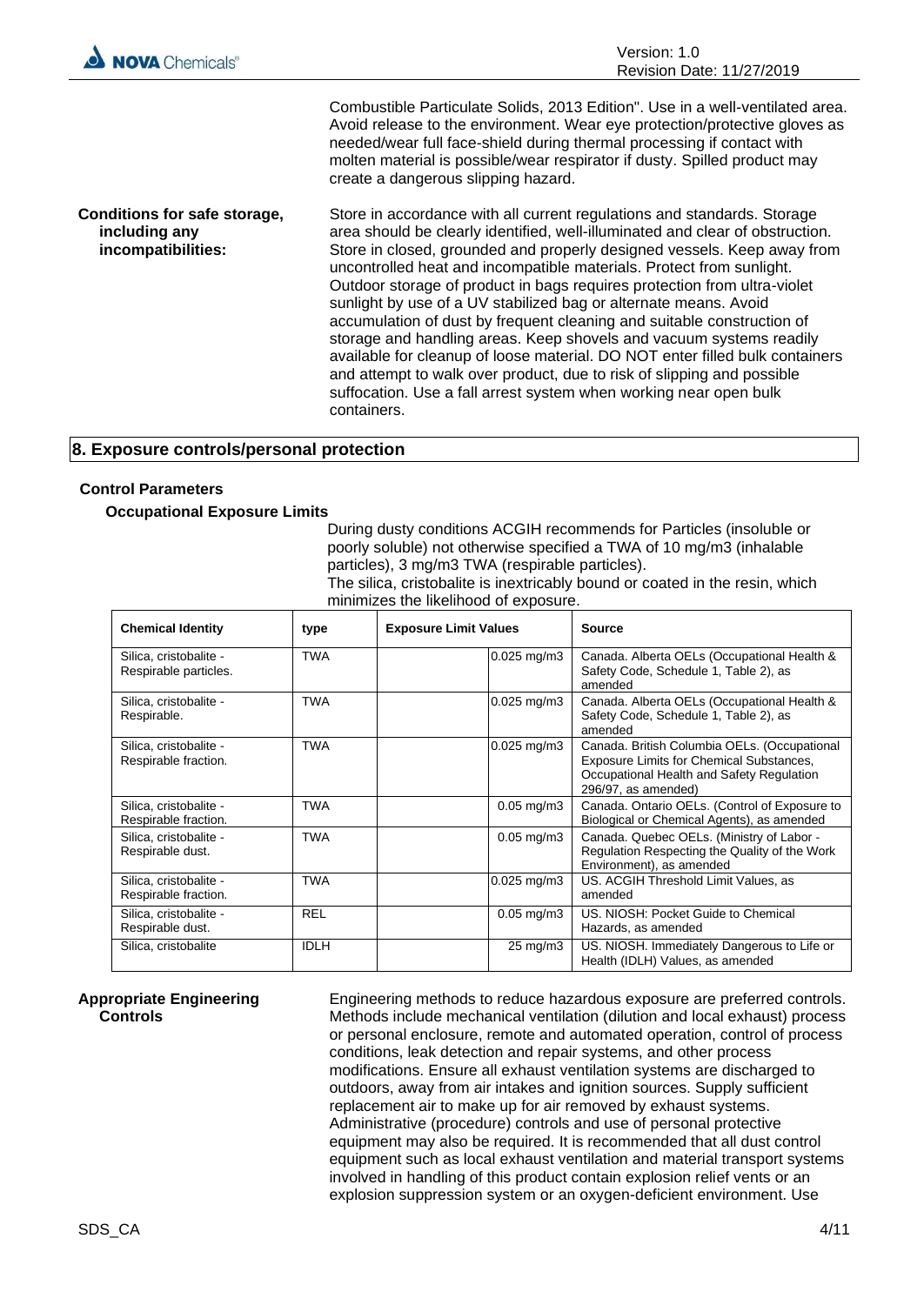Combustible Particulate Solids, 2013 Edition". Use in a well-ventilated area. Avoid release to the environment. Wear eye protection/protective gloves as needed/wear full face-shield during thermal processing if contact with molten material is possible/wear respirator if dusty. Spilled product may create a dangerous slipping hazard.

**Conditions for safe storage, including any incompatibilities:**

Store in accordance with all current regulations and standards. Storage area should be clearly identified, well-illuminated and clear of obstruction. Store in closed, grounded and properly designed vessels. Keep away from uncontrolled heat and incompatible materials. Protect from sunlight. Outdoor storage of product in bags requires protection from ultra-violet sunlight by use of a UV stabilized bag or alternate means. Avoid accumulation of dust by frequent cleaning and suitable construction of storage and handling areas. Keep shovels and vacuum systems readily available for cleanup of loose material. DO NOT enter filled bulk containers and attempt to walk over product, due to risk of slipping and possible suffocation. Use a fall arrest system when working near open bulk containers.

## 8. Exposure controls/personal protection

### Control Parameters

#### Occupational Exposure Limits

During dusty conditions ACGIH recommends for Particles (insoluble or poorly soluble) not otherwise specified a TWA of 10 mg/m3 (inhalable particles), 3 mg/m3 TWA (respirable particles).
The silica, cristobalite is inextricably bound or coated in the resin, which minimizes the likelihood of exposure.

| Chemical Identity | type | Exposure Limit Values | | Source |
|---|---|---|---|---|
| Silica, cristobalite - Respirable particles. | TWA | | 0.025 mg/m3 | Canada. Alberta OELs (Occupational Health & Safety Code, Schedule 1, Table 2), as amended |
| Silica, cristobalite - Respirable. | TWA | | 0.025 mg/m3 | Canada. Alberta OELs (Occupational Health & Safety Code, Schedule 1, Table 2), as amended |
| Silica, cristobalite - Respirable fraction. | TWA | | 0.025 mg/m3 | Canada. British Columbia OELs. (Occupational Exposure Limits for Chemical Substances, Occupational Health and Safety Regulation 296/97, as amended) |
| Silica, cristobalite - Respirable fraction. | TWA | | 0.05 mg/m3 | Canada. Ontario OELs. (Control of Exposure to Biological or Chemical Agents), as amended |
| Silica, cristobalite - Respirable dust. | TWA | | 0.05 mg/m3 | Canada. Quebec OELs. (Ministry of Labor - Regulation Respecting the Quality of the Work Environment), as amended |
| Silica, cristobalite - Respirable fraction. | TWA | | 0.025 mg/m3 | US. ACGIH Threshold Limit Values, as amended |
| Silica, cristobalite - Respirable dust. | REL | | 0.05 mg/m3 | US. NIOSH: Pocket Guide to Chemical Hazards, as amended |
| Silica, cristobalite | IDLH | | 25 mg/m3 | US. NIOSH. Immediately Dangerous to Life or Health (IDLH) Values, as amended |

**Appropriate Engineering Controls**

Engineering methods to reduce hazardous exposure are preferred controls. Methods include mechanical ventilation (dilution and local exhaust) process or personal enclosure, remote and automated operation, control of process conditions, leak detection and repair systems, and other process modifications. Ensure all exhaust ventilation systems are discharged to outdoors, away from air intakes and ignition sources. Supply sufficient replacement air to make up for air removed by exhaust systems. Administrative (procedure) controls and use of personal protective equipment may also be required. It is recommended that all dust control equipment such as local exhaust ventilation and material transport systems involved in handling of this product contain explosion relief vents or an explosion suppression system or an oxygen-deficient environment. Use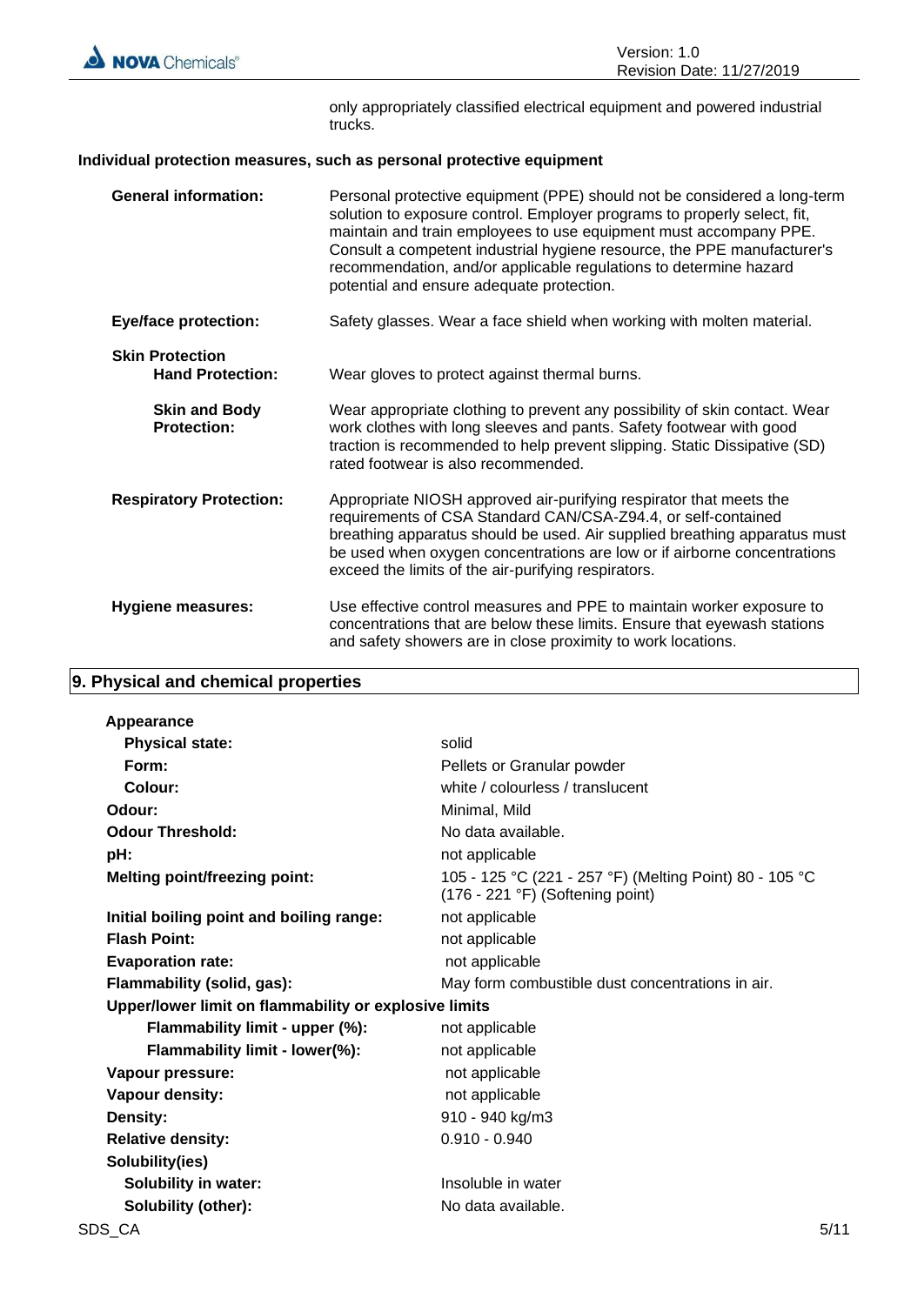only appropriately classified electrical equipment and powered industrial trucks.

**Individual protection measures, such as personal protective equipment**

| | |
|---|---|
| **General information:** | Personal protective equipment (PPE) should not be considered a long-term solution to exposure control. Employer programs to properly select, fit, maintain and train employees to use equipment must accompany PPE. Consult a competent industrial hygiene resource, the PPE manufacturer's recommendation, and/or applicable regulations to determine hazard potential and ensure adequate protection. |
| **Eye/face protection:** | Safety glasses. Wear a face shield when working with molten material. |
| **Skin Protection** | |
| **Hand Protection:** | Wear gloves to protect against thermal burns. |
| **Skin and Body Protection:** | Wear appropriate clothing to prevent any possibility of skin contact. Wear work clothes with long sleeves and pants. Safety footwear with good traction is recommended to help prevent slipping. Static Dissipative (SD) rated footwear is also recommended. |
| **Respiratory Protection:** | Appropriate NIOSH approved air-purifying respirator that meets the requirements of CSA Standard CAN/CSA-Z94.4, or self-contained breathing apparatus should be used. Air supplied breathing apparatus must be used when oxygen concentrations are low or if airborne concentrations exceed the limits of the air-purifying respirators. |
| **Hygiene measures:** | Use effective control measures and PPE to maintain worker exposure to concentrations that are below these limits. Ensure that eyewash stations and safety showers are in close proximity to work locations. |

## 9. Physical and chemical properties

| | |
|---|---|
| **Appearance** | |
| **Physical state:** | solid |
| **Form:** | Pellets or Granular powder |
| **Colour:** | white / colourless / translucent |
| **Odour:** | Minimal, Mild |
| **Odour Threshold:** | No data available. |
| **pH:** | not applicable |
| **Melting point/freezing point:** | 105 - 125 °C (221 - 257 °F) (Melting Point) 80 - 105 °C (176 - 221 °F) (Softening point) |
| **Initial boiling point and boiling range:** | not applicable |
| **Flash Point:** | not applicable |
| **Evaporation rate:** | not applicable |
| **Flammability (solid, gas):** | May form combustible dust concentrations in air. |
| **Upper/lower limit on flammability or explosive limits** | |
| **Flammability limit - upper (%):** | not applicable |
| **Flammability limit - lower(%):** | not applicable |
| **Vapour pressure:** | not applicable |
| **Vapour density:** | not applicable |
| **Density:** | 910 - 940 kg/m3 |
| **Relative density:** | 0.910 - 0.940 |
| **Solubility(ies)** | |
| **Solubility in water:** | Insoluble in water |
| **Solubility (other):** | No data available. |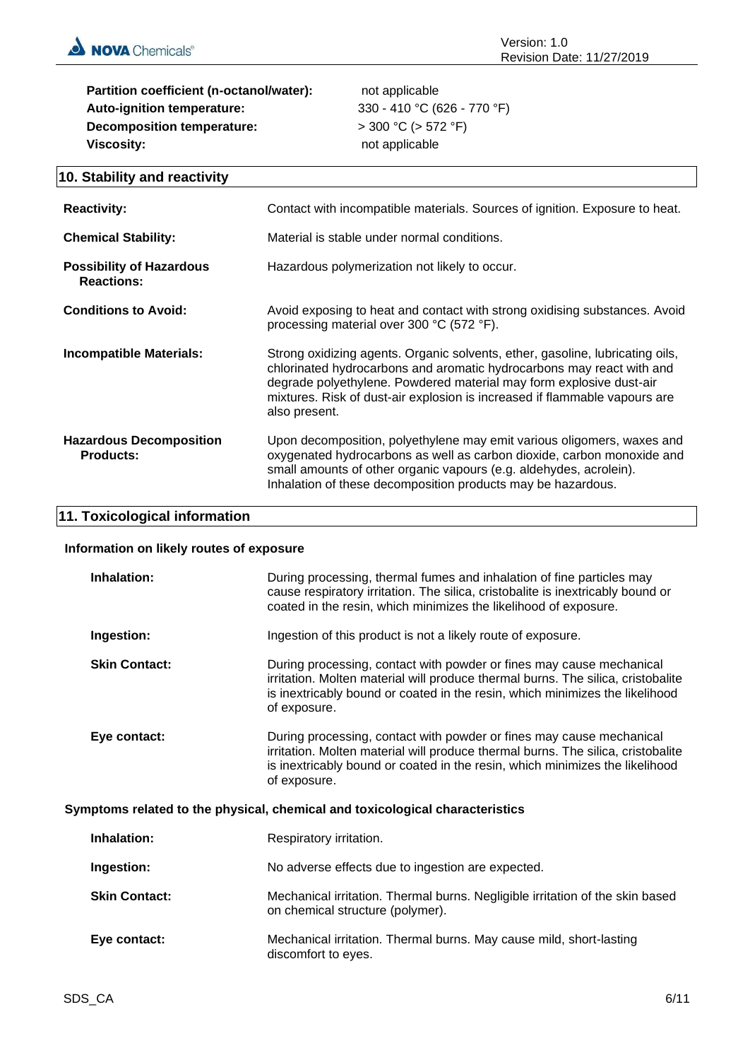**Partition coefficient (n-octanol/water):** not applicable

**Auto-ignition temperature:** 330 - 410 °C (626 - 770 °F)

**Decomposition temperature:** > 300 °C (> 572 °F)

**Viscosity:** not applicable

## 10. Stability and reactivity

**Reactivity:** Contact with incompatible materials. Sources of ignition. Exposure to heat.

**Chemical Stability:** Material is stable under normal conditions.

**Possibility of Hazardous Reactions:** Hazardous polymerization not likely to occur.

**Conditions to Avoid:** Avoid exposing to heat and contact with strong oxidising substances. Avoid processing material over 300 °C (572 °F).

**Incompatible Materials:** Strong oxidizing agents. Organic solvents, ether, gasoline, lubricating oils, chlorinated hydrocarbons and aromatic hydrocarbons may react with and degrade polyethylene. Powdered material may form explosive dust-air mixtures. Risk of dust-air explosion is increased if flammable vapours are also present.

**Hazardous Decomposition Products:** Upon decomposition, polyethylene may emit various oligomers, waxes and oxygenated hydrocarbons as well as carbon dioxide, carbon monoxide and small amounts of other organic vapours (e.g. aldehydes, acrolein). Inhalation of these decomposition products may be hazardous.

## 11. Toxicological information

### Information on likely routes of exposure

**Inhalation:** During processing, thermal fumes and inhalation of fine particles may cause respiratory irritation. The silica, cristobalite is inextricably bound or coated in the resin, which minimizes the likelihood of exposure.

**Ingestion:** Ingestion of this product is not a likely route of exposure.

**Skin Contact:** During processing, contact with powder or fines may cause mechanical irritation. Molten material will produce thermal burns. The silica, cristobalite is inextricably bound or coated in the resin, which minimizes the likelihood of exposure.

**Eye contact:** During processing, contact with powder or fines may cause mechanical irritation. Molten material will produce thermal burns. The silica, cristobalite is inextricably bound or coated in the resin, which minimizes the likelihood of exposure.

### Symptoms related to the physical, chemical and toxicological characteristics

**Inhalation:** Respiratory irritation.

**Ingestion:** No adverse effects due to ingestion are expected.

**Skin Contact:** Mechanical irritation. Thermal burns. Negligible irritation of the skin based on chemical structure (polymer).

**Eye contact:** Mechanical irritation. Thermal burns. May cause mild, short-lasting discomfort to eyes.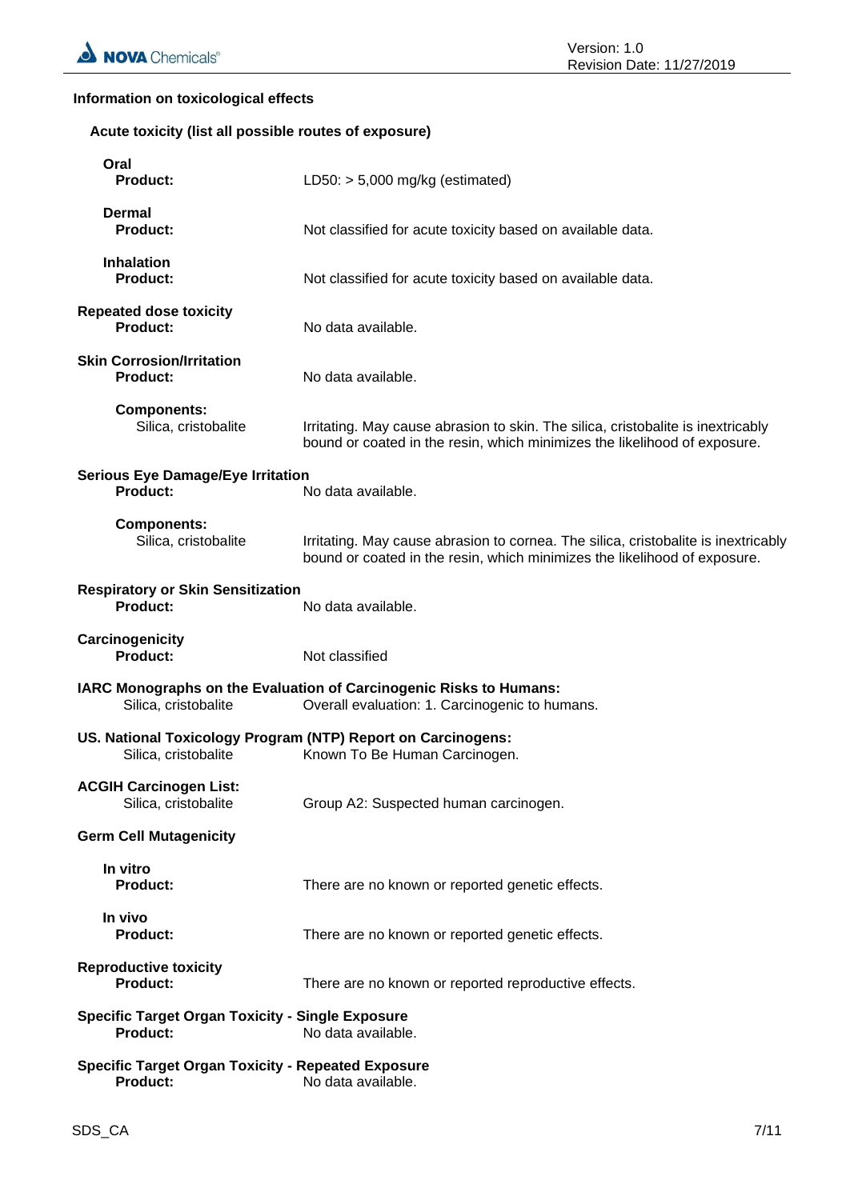### Information on toxicological effects

#### Acute toxicity (list all possible routes of exposure)

**Oral**

**Product:** LD50: > 5,000 mg/kg (estimated)

**Dermal**

**Product:** Not classified for acute toxicity based on available data.

**Inhalation**

**Product:** Not classified for acute toxicity based on available data.

**Repeated dose toxicity**

**Product:** No data available.

**Skin Corrosion/Irritation**

**Product:** No data available.

**Components:**

Silica, cristobalite: Irritating. May cause abrasion to skin. The silica, cristobalite is inextricably bound or coated in the resin, which minimizes the likelihood of exposure.

**Serious Eye Damage/Eye Irritation**

**Product:** No data available.

**Components:**

Silica, cristobalite: Irritating. May cause abrasion to cornea. The silica, cristobalite is inextricably bound or coated in the resin, which minimizes the likelihood of exposure.

**Respiratory or Skin Sensitization**

**Product:** No data available.

**Carcinogenicity**

**Product:** Not classified

**IARC Monographs on the Evaluation of Carcinogenic Risks to Humans:**

Silica, cristobalite: Overall evaluation: 1. Carcinogenic to humans.

**US. National Toxicology Program (NTP) Report on Carcinogens:**

Silica, cristobalite: Known To Be Human Carcinogen.

**ACGIH Carcinogen List:**

Silica, cristobalite: Group A2: Suspected human carcinogen.

**Germ Cell Mutagenicity**

**In vitro**

**Product:** There are no known or reported genetic effects.

**In vivo**

**Product:** There are no known or reported genetic effects.

**Reproductive toxicity**

**Product:** There are no known or reported reproductive effects.

**Specific Target Organ Toxicity - Single Exposure**

**Product:** No data available.

**Specific Target Organ Toxicity - Repeated Exposure**

**Product:** No data available.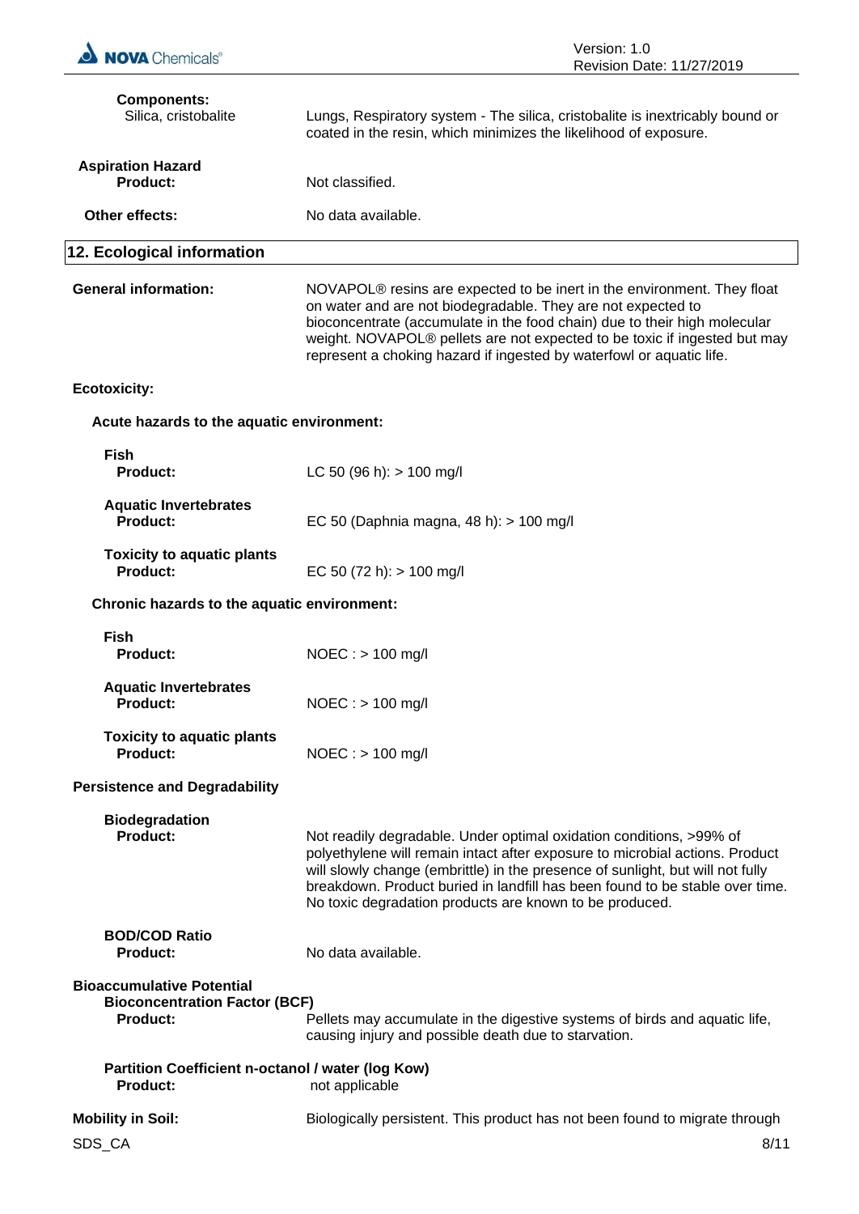**Components:**

Silica, cristobalite — Lungs, Respiratory system - The silica, cristobalite is inextricably bound or coated in the resin, which minimizes the likelihood of exposure.

**Aspiration Hazard**

**Product:** Not classified.

**Other effects:** No data available.

## 12. Ecological information

**General information:** NOVAPOL® resins are expected to be inert in the environment. They float on water and are not biodegradable. They are not expected to bioconcentrate (accumulate in the food chain) due to their high molecular weight. NOVAPOL® pellets are not expected to be toxic if ingested but may represent a choking hazard if ingested by waterfowl or aquatic life.

**Ecotoxicity:**

**Acute hazards to the aquatic environment:**

**Fish**

**Product:** LC 50 (96 h): > 100 mg/l

**Aquatic Invertebrates**

**Product:** EC 50 (Daphnia magna, 48 h): > 100 mg/l

**Toxicity to aquatic plants**

**Product:** EC 50 (72 h): > 100 mg/l

**Chronic hazards to the aquatic environment:**

**Fish**

**Product:** NOEC : > 100 mg/l

**Aquatic Invertebrates**

**Product:** NOEC : > 100 mg/l

**Toxicity to aquatic plants**

**Product:** NOEC : > 100 mg/l

**Persistence and Degradability**

**Biodegradation**

**Product:** Not readily degradable. Under optimal oxidation conditions, >99% of polyethylene will remain intact after exposure to microbial actions. Product will slowly change (embrittle) in the presence of sunlight, but will not fully breakdown. Product buried in landfill has been found to be stable over time. No toxic degradation products are known to be produced.

**BOD/COD Ratio**

**Product:** No data available.

**Bioaccumulative Potential**

**Bioconcentration Factor (BCF)**

**Product:** Pellets may accumulate in the digestive systems of birds and aquatic life, causing injury and possible death due to starvation.

**Partition Coefficient n-octanol / water (log Kow)**

**Product:** not applicable

**Mobility in Soil:** Biologically persistent. This product has not been found to migrate through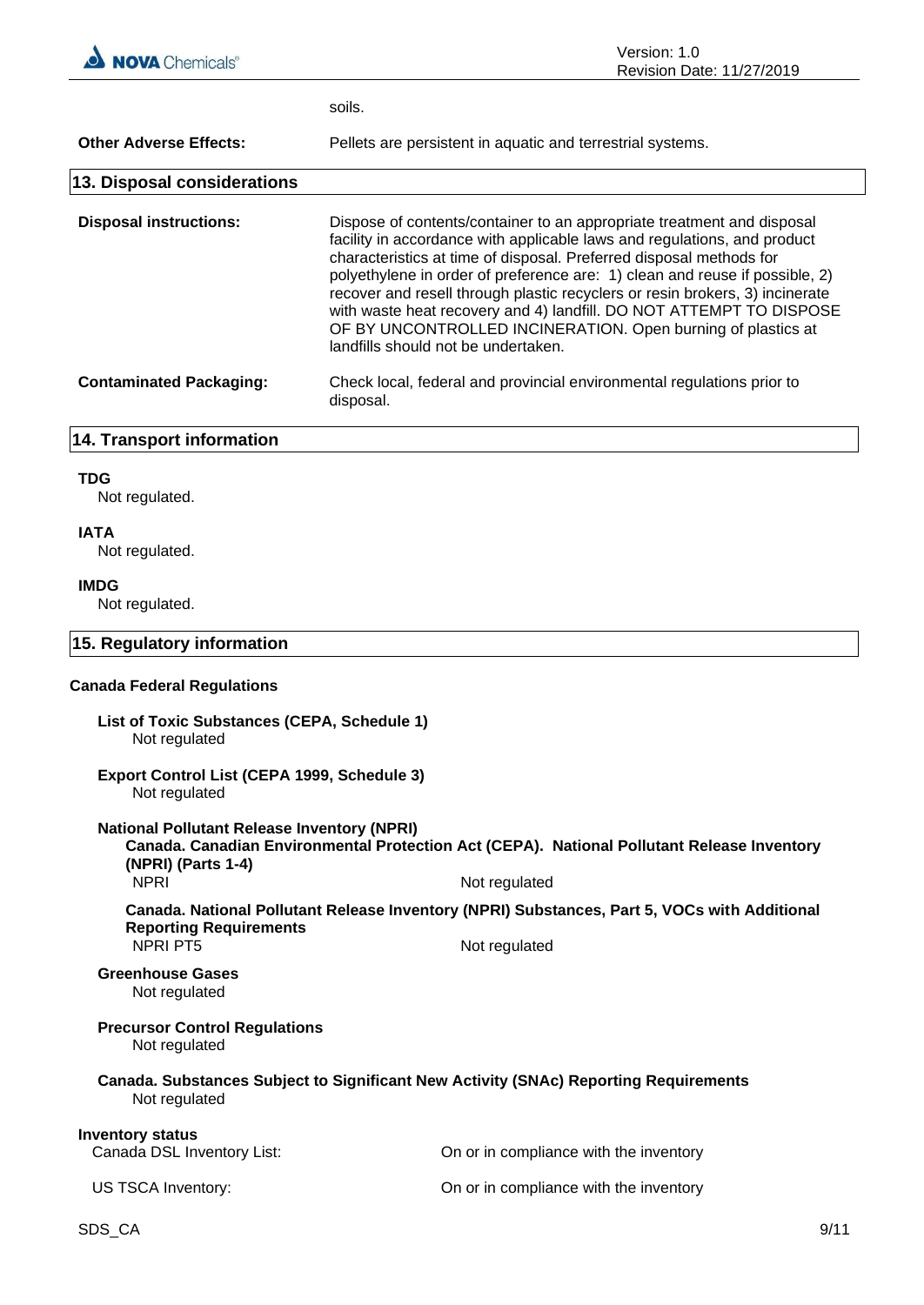soils.

**Other Adverse Effects:** Pellets are persistent in aquatic and terrestrial systems.

## 13. Disposal considerations

**Disposal instructions:** Dispose of contents/container to an appropriate treatment and disposal facility in accordance with applicable laws and regulations, and product characteristics at time of disposal. Preferred disposal methods for polyethylene in order of preference are: 1) clean and reuse if possible, 2) recover and resell through plastic recyclers or resin brokers, 3) incinerate with waste heat recovery and 4) landfill. DO NOT ATTEMPT TO DISPOSE OF BY UNCONTROLLED INCINERATION. Open burning of plastics at landfills should not be undertaken.

**Contaminated Packaging:** Check local, federal and provincial environmental regulations prior to disposal.

## 14. Transport information

**TDG**
Not regulated.

**IATA**
Not regulated.

**IMDG**
Not regulated.

## 15. Regulatory information

**Canada Federal Regulations**

**List of Toxic Substances (CEPA, Schedule 1)**
Not regulated

**Export Control List (CEPA 1999, Schedule 3)**
Not regulated

**National Pollutant Release Inventory (NPRI)**

**Canada. Canadian Environmental Protection Act (CEPA). National Pollutant Release Inventory (NPRI) (Parts 1-4)**

NPRI — Not regulated

**Canada. National Pollutant Release Inventory (NPRI) Substances, Part 5, VOCs with Additional Reporting Requirements**

NPRI PT5 — Not regulated

**Greenhouse Gases**
Not regulated

**Precursor Control Regulations**
Not regulated

**Canada. Substances Subject to Significant New Activity (SNAc) Reporting Requirements**
Not regulated

**Inventory status**

| | |
|---|---|
| Canada DSL Inventory List: | On or in compliance with the inventory |
| US TSCA Inventory: | On or in compliance with the inventory |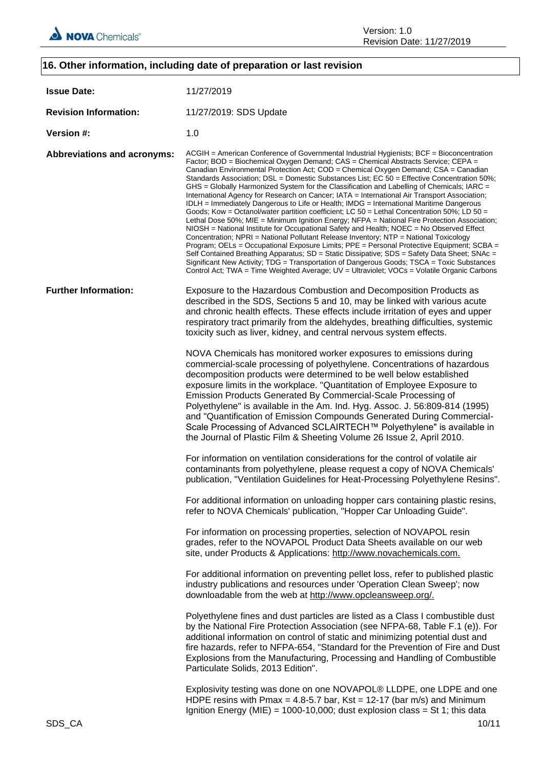## 16. Other information, including date of preparation or last revision

**Issue Date:** 11/27/2019

**Revision Information:** 11/27/2019: SDS Update

**Version #:** 1.0

**Abbreviations and acronyms:** ACGIH = American Conference of Governmental Industrial Hygienists; BCF = Bioconcentration Factor; BOD = Biochemical Oxygen Demand; CAS = Chemical Abstracts Service; CEPA = Canadian Environmental Protection Act; COD = Chemical Oxygen Demand; CSA = Canadian Standards Association; DSL = Domestic Substances List; EC 50 = Effective Concentration 50%; GHS = Globally Harmonized System for the Classification and Labelling of Chemicals; IARC = International Agency for Research on Cancer; IATA = International Air Transport Association; IDLH = Immediately Dangerous to Life or Health; IMDG = International Maritime Dangerous Goods; Kow = Octanol/water partition coefficient; LC 50 = Lethal Concentration 50%; LD 50 = Lethal Dose 50%; MIE = Minimum Ignition Energy; NFPA = National Fire Protection Association; NIOSH = National Institute for Occupational Safety and Health; NOEC = No Observed Effect Concentration; NPRI = National Pollutant Release Inventory; NTP = National Toxicology Program; OELs = Occupational Exposure Limits; PPE = Personal Protective Equipment; SCBA = Self Contained Breathing Apparatus; SD = Static Dissipative; SDS = Safety Data Sheet; SNAc = Significant New Activity; TDG = Transportation of Dangerous Goods; TSCA = Toxic Substances Control Act; TWA = Time Weighted Average; UV = Ultraviolet; VOCs = Volatile Organic Carbons

**Further Information:** Exposure to the Hazardous Combustion and Decomposition Products as described in the SDS, Sections 5 and 10, may be linked with various acute and chronic health effects. These effects include irritation of eyes and upper respiratory tract primarily from the aldehydes, breathing difficulties, systemic toxicity such as liver, kidney, and central nervous system effects.

NOVA Chemicals has monitored worker exposures to emissions during commercial-scale processing of polyethylene. Concentrations of hazardous decomposition products were determined to be well below established exposure limits in the workplace. "Quantitation of Employee Exposure to Emission Products Generated By Commercial-Scale Processing of Polyethylene" is available in the Am. Ind. Hyg. Assoc. J. 56:809-814 (1995) and "Quantification of Emission Compounds Generated During Commercial-Scale Processing of Advanced SCLAIRTECH™ Polyethylene" is available in the Journal of Plastic Film & Sheeting Volume 26 Issue 2, April 2010.

For information on ventilation considerations for the control of volatile air contaminants from polyethylene, please request a copy of NOVA Chemicals' publication, "Ventilation Guidelines for Heat-Processing Polyethylene Resins".

For additional information on unloading hopper cars containing plastic resins, refer to NOVA Chemicals' publication, "Hopper Car Unloading Guide".

For information on processing properties, selection of NOVAPOL resin grades, refer to the NOVAPOL Product Data Sheets available on our web site, under Products & Applications: http://www.novachemicals.com.

For additional information on preventing pellet loss, refer to published plastic industry publications and resources under 'Operation Clean Sweep'; now downloadable from the web at http://www.opcleansweep.org/.

Polyethylene fines and dust particles are listed as a Class I combustible dust by the National Fire Protection Association (see NFPA-68, Table F.1 (e)). For additional information on control of static and minimizing potential dust and fire hazards, refer to NFPA-654, "Standard for the Prevention of Fire and Dust Explosions from the Manufacturing, Processing and Handling of Combustible Particulate Solids, 2013 Edition".

Explosivity testing was done on one NOVAPOL® LLDPE, one LDPE and one HDPE resins with $P_{max}$ = 4.8-5.7 bar, $K_{st}$ = 12-17 (bar m/s) and Minimum Ignition Energy (MIE) = 1000-10,000; dust explosion class = St 1; this data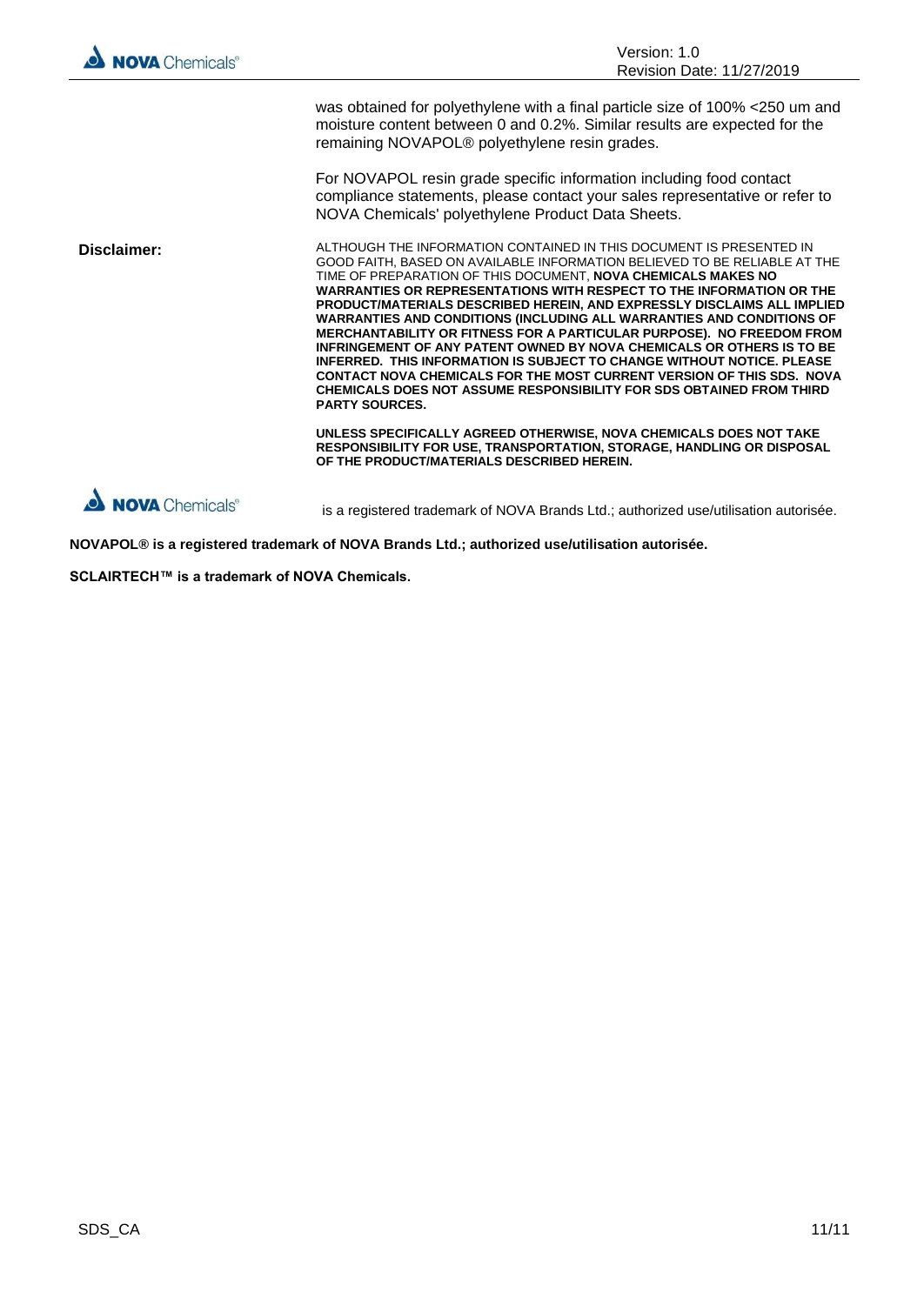was obtained for polyethylene with a final particle size of 100% <250 um and moisture content between 0 and 0.2%. Similar results are expected for the remaining NOVAPOL® polyethylene resin grades.

For NOVAPOL resin grade specific information including food contact compliance statements, please contact your sales representative or refer to NOVA Chemicals' polyethylene Product Data Sheets.

**Disclaimer:**

ALTHOUGH THE INFORMATION CONTAINED IN THIS DOCUMENT IS PRESENTED IN GOOD FAITH, BASED ON AVAILABLE INFORMATION BELIEVED TO BE RELIABLE AT THE TIME OF PREPARATION OF THIS DOCUMENT, **NOVA CHEMICALS MAKES NO WARRANTIES OR REPRESENTATIONS WITH RESPECT TO THE INFORMATION OR THE PRODUCT/MATERIALS DESCRIBED HEREIN, AND EXPRESSLY DISCLAIMS ALL IMPLIED WARRANTIES AND CONDITIONS (INCLUDING ALL WARRANTIES AND CONDITIONS OF MERCHANTABILITY OR FITNESS FOR A PARTICULAR PURPOSE). NO FREEDOM FROM INFRINGEMENT OF ANY PATENT OWNED BY NOVA CHEMICALS OR OTHERS IS TO BE INFERRED. THIS INFORMATION IS SUBJECT TO CHANGE WITHOUT NOTICE. PLEASE CONTACT NOVA CHEMICALS FOR THE MOST CURRENT VERSION OF THIS SDS. NOVA CHEMICALS DOES NOT ASSUME RESPONSIBILITY FOR SDS OBTAINED FROM THIRD PARTY SOURCES.**

**UNLESS SPECIFICALLY AGREED OTHERWISE, NOVA CHEMICALS DOES NOT TAKE RESPONSIBILITY FOR USE, TRANSPORTATION, STORAGE, HANDLING OR DISPOSAL OF THE PRODUCT/MATERIALS DESCRIBED HEREIN.**

NOVA Chemicals® is a registered trademark of NOVA Brands Ltd.; authorized use/utilisation autorisée.

**NOVAPOL® is a registered trademark of NOVA Brands Ltd.; authorized use/utilisation autorisée.**

**SCLAIRTECH™ is a trademark of NOVA Chemicals.**